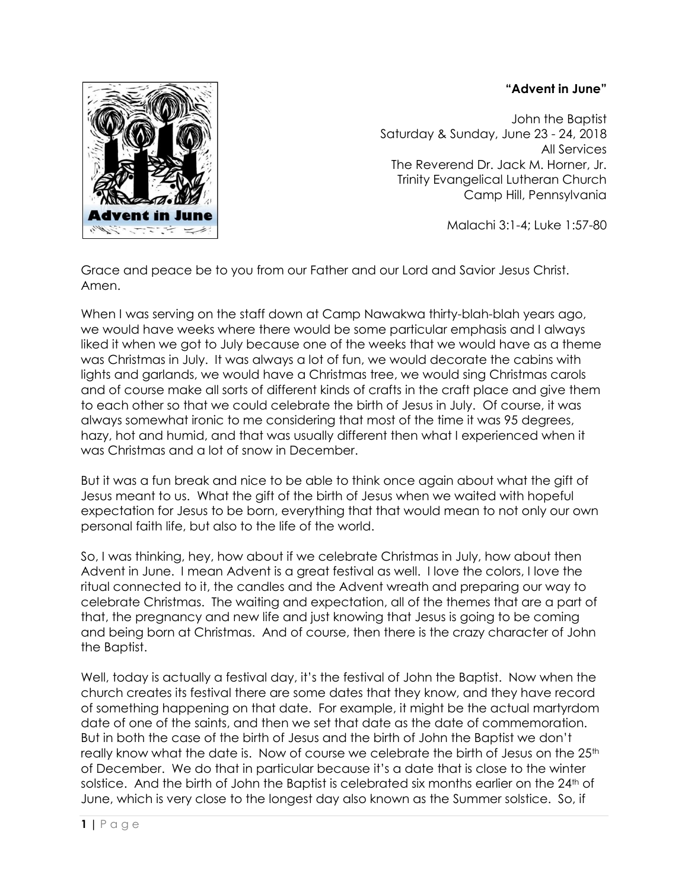**“Advent in June”**

John the Baptist
Saturday & Sunday, June 23 - 24, 2018
All Services
The Reverend Dr. Jack M. Horner, Jr.
Trinity Evangelical Lutheran Church
Camp Hill, Pennsylvania

Malachi 3:1-4; Luke 1:57-80

Grace and peace be to you from our Father and our Lord and Savior Jesus Christ. Amen.

When I was serving on the staff down at Camp Nawakwa thirty-blah-blah years ago, we would have weeks where there would be some particular emphasis and I always liked it when we got to July because one of the weeks that we would have as a theme was Christmas in July. It was always a lot of fun, we would decorate the cabins with lights and garlands, we would have a Christmas tree, we would sing Christmas carols and of course make all sorts of different kinds of crafts in the craft place and give them to each other so that we could celebrate the birth of Jesus in July. Of course, it was always somewhat ironic to me considering that most of the time it was 95 degrees, hazy, hot and humid, and that was usually different then what I experienced when it was Christmas and a lot of snow in December.

But it was a fun break and nice to be able to think once again about what the gift of Jesus meant to us. What the gift of the birth of Jesus when we waited with hopeful expectation for Jesus to be born, everything that that would mean to not only our own personal faith life, but also to the life of the world.

So, I was thinking, hey, how about if we celebrate Christmas in July, how about then Advent in June. I mean Advent is a great festival as well. I love the colors, I love the ritual connected to it, the candles and the Advent wreath and preparing our way to celebrate Christmas. The waiting and expectation, all of the themes that are a part of that, the pregnancy and new life and just knowing that Jesus is going to be coming and being born at Christmas. And of course, then there is the crazy character of John the Baptist.

Well, today is actually a festival day, it's the festival of John the Baptist. Now when the church creates its festival there are some dates that they know, and they have record of something happening on that date. For example, it might be the actual martyrdom date of one of the saints, and then we set that date as the date of commemoration. But in both the case of the birth of Jesus and the birth of John the Baptist we don't really know what the date is. Now of course we celebrate the birth of Jesus on the 25th of December. We do that in particular because it's a date that is close to the winter solstice. And the birth of John the Baptist is celebrated six months earlier on the 24th of June, which is very close to the longest day also known as the Summer solstice. So, if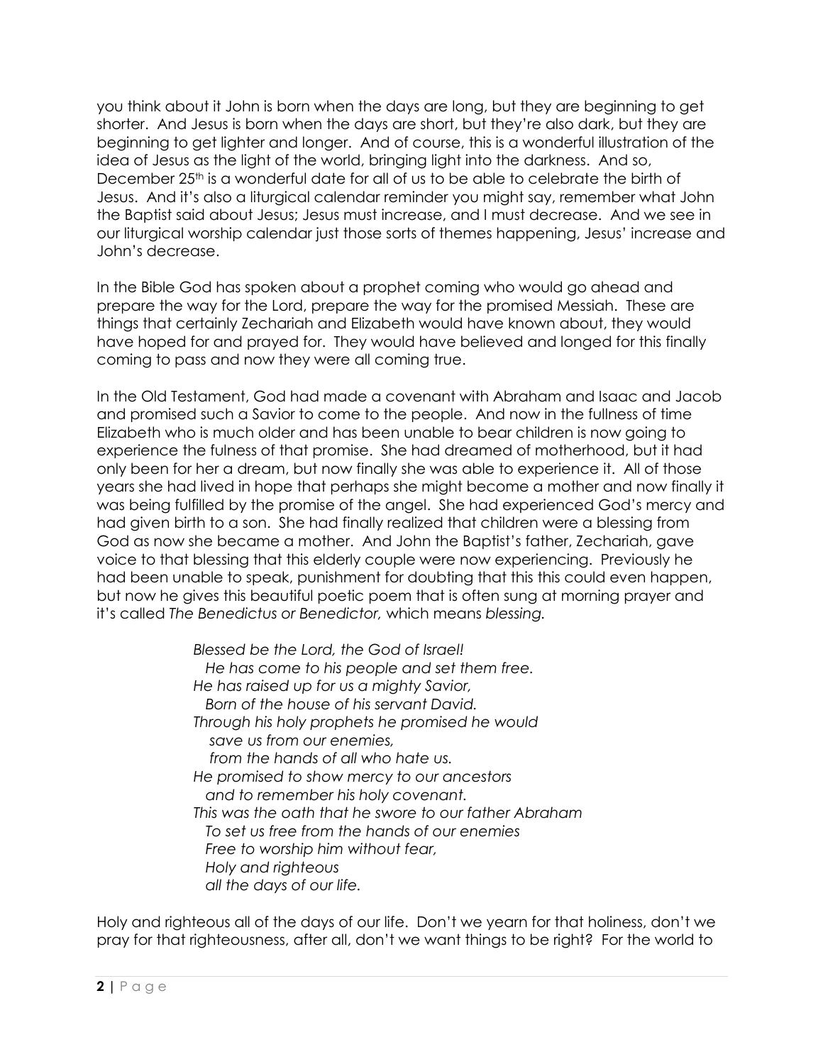you think about it John is born when the days are long, but they are beginning to get shorter. And Jesus is born when the days are short, but they're also dark, but they are beginning to get lighter and longer. And of course, this is a wonderful illustration of the idea of Jesus as the light of the world, bringing light into the darkness. And so, December 25th is a wonderful date for all of us to be able to celebrate the birth of Jesus. And it's also a liturgical calendar reminder you might say, remember what John the Baptist said about Jesus; Jesus must increase, and I must decrease. And we see in our liturgical worship calendar just those sorts of themes happening, Jesus' increase and John's decrease.

In the Bible God has spoken about a prophet coming who would go ahead and prepare the way for the Lord, prepare the way for the promised Messiah. These are things that certainly Zechariah and Elizabeth would have known about, they would have hoped for and prayed for. They would have believed and longed for this finally coming to pass and now they were all coming true.

In the Old Testament, God had made a covenant with Abraham and Isaac and Jacob and promised such a Savior to come to the people. And now in the fullness of time Elizabeth who is much older and has been unable to bear children is now going to experience the fulness of that promise. She had dreamed of motherhood, but it had only been for her a dream, but now finally she was able to experience it. All of those years she had lived in hope that perhaps she might become a mother and now finally it was being fulfilled by the promise of the angel. She had experienced God's mercy and had given birth to a son. She had finally realized that children were a blessing from God as now she became a mother. And John the Baptist's father, Zechariah, gave voice to that blessing that this elderly couple were now experiencing. Previously he had been unable to speak, punishment for doubting that this this could even happen, but now he gives this beautiful poetic poem that is often sung at morning prayer and it's called *The Benedictus or Benedictor,* which means *blessing.*

> *Blessed be the Lord, the God of Israel!*
> *He has come to his people and set them free.*
> *He has raised up for us a mighty Savior,*
> *Born of the house of his servant David.*
> *Through his holy prophets he promised he would*
> *save us from our enemies,*
> *from the hands of all who hate us.*
> *He promised to show mercy to our ancestors*
> *and to remember his holy covenant.*
> *This was the oath that he swore to our father Abraham*
> *To set us free from the hands of our enemies*
> *Free to worship him without fear,*
> *Holy and righteous*
> *all the days of our life.*

Holy and righteous all of the days of our life. Don't we yearn for that holiness, don't we pray for that righteousness, after all, don't we want things to be right? For the world to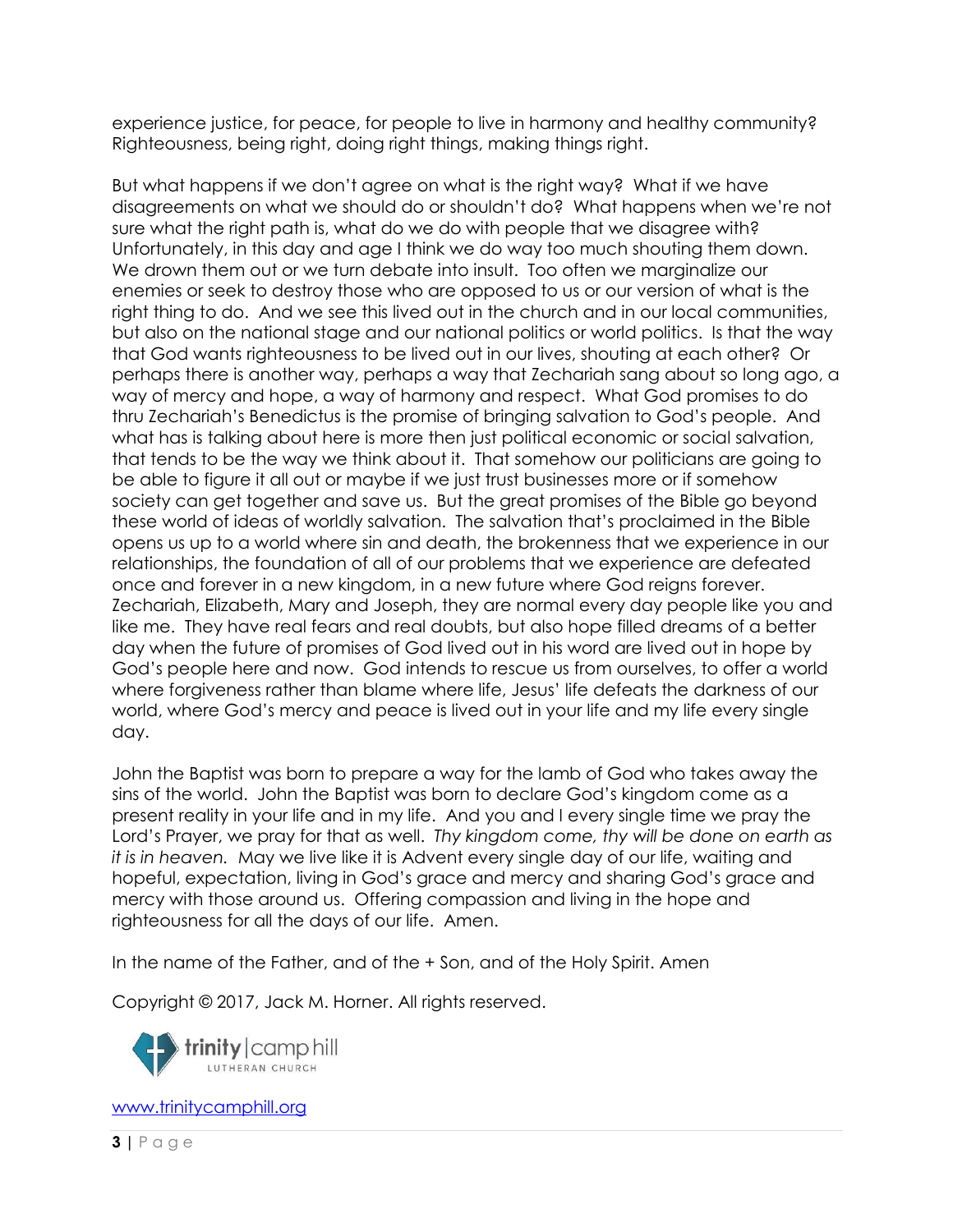experience justice, for peace, for people to live in harmony and healthy community? Righteousness, being right, doing right things, making things right.

But what happens if we don't agree on what is the right way? What if we have disagreements on what we should do or shouldn't do? What happens when we're not sure what the right path is, what do we do with people that we disagree with? Unfortunately, in this day and age I think we do way too much shouting them down. We drown them out or we turn debate into insult. Too often we marginalize our enemies or seek to destroy those who are opposed to us or our version of what is the right thing to do. And we see this lived out in the church and in our local communities, but also on the national stage and our national politics or world politics. Is that the way that God wants righteousness to be lived out in our lives, shouting at each other? Or perhaps there is another way, perhaps a way that Zechariah sang about so long ago, a way of mercy and hope, a way of harmony and respect. What God promises to do thru Zechariah's Benedictus is the promise of bringing salvation to God's people. And what has is talking about here is more then just political economic or social salvation, that tends to be the way we think about it. That somehow our politicians are going to be able to figure it all out or maybe if we just trust businesses more or if somehow society can get together and save us. But the great promises of the Bible go beyond these world of ideas of worldly salvation. The salvation that's proclaimed in the Bible opens us up to a world where sin and death, the brokenness that we experience in our relationships, the foundation of all of our problems that we experience are defeated once and forever in a new kingdom, in a new future where God reigns forever. Zechariah, Elizabeth, Mary and Joseph, they are normal every day people like you and like me. They have real fears and real doubts, but also hope filled dreams of a better day when the future of promises of God lived out in his word are lived out in hope by God's people here and now. God intends to rescue us from ourselves, to offer a world where forgiveness rather than blame where life, Jesus' life defeats the darkness of our world, where God's mercy and peace is lived out in your life and my life every single day.

John the Baptist was born to prepare a way for the lamb of God who takes away the sins of the world. John the Baptist was born to declare God's kingdom come as a present reality in your life and in my life. And you and I every single time we pray the Lord's Prayer, we pray for that as well. *Thy kingdom come, thy will be done on earth as it is in heaven.* May we live like it is Advent every single day of our life, waiting and hopeful, expectation, living in God's grace and mercy and sharing God's grace and mercy with those around us. Offering compassion and living in the hope and righteousness for all the days of our life. Amen.

In the name of the Father, and of the + Son, and of the Holy Spirit. Amen

Copyright © 2017, Jack M. Horner. All rights reserved.

trinity | camp hill
LUTHERAN CHURCH

www.trinitycamphill.org